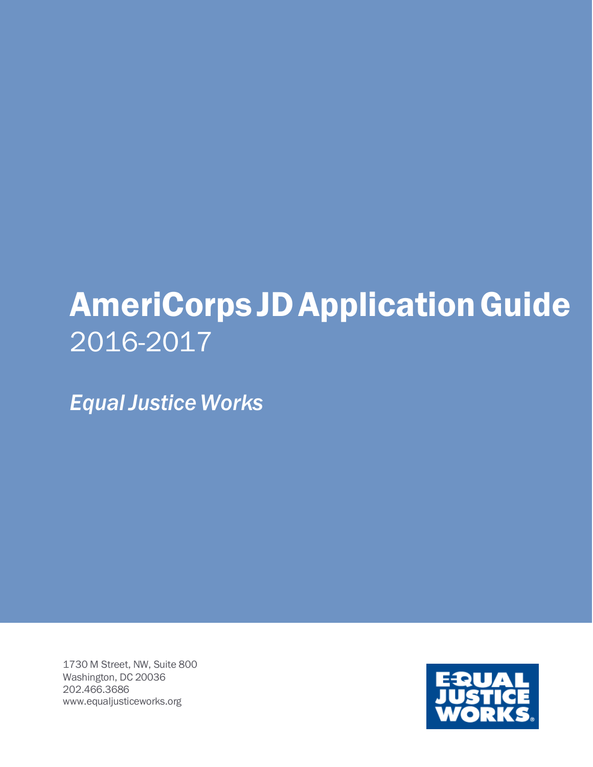# AmeriCorps JD Application Guide

2016-2017

*Equal Justice Works*

1730 M Street, NW, Suite 800
Washington, DC 20036
202.466.3686
www.equaljusticeworks.org

EQUAL JUSTICE WORKS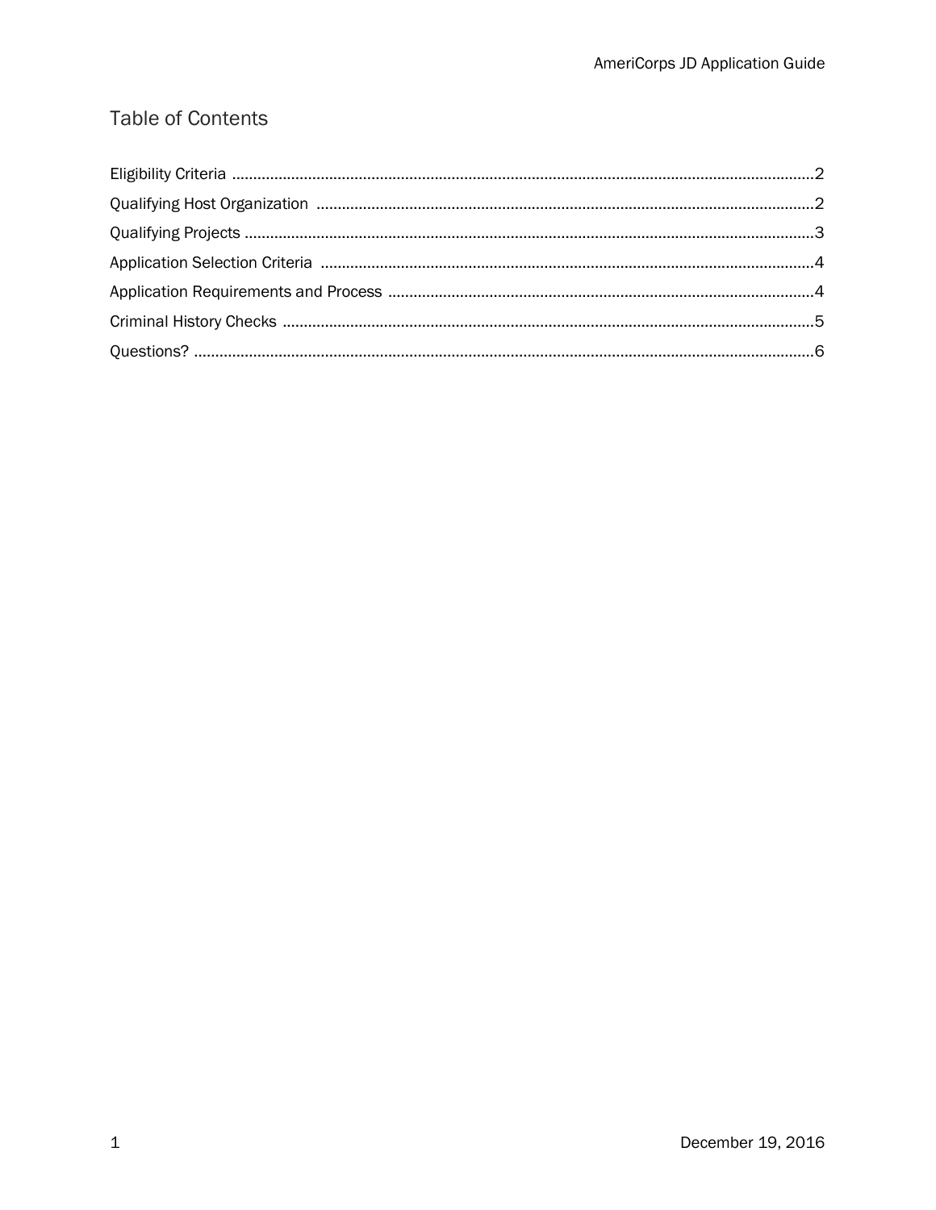## Table of Contents

Eligibility Criteria ..........2

Qualifying Host Organization ..........2

Qualifying Projects ..........3

Application Selection Criteria ..........4

Application Requirements and Process ..........4

Criminal History Checks ..........5

Questions? ..........6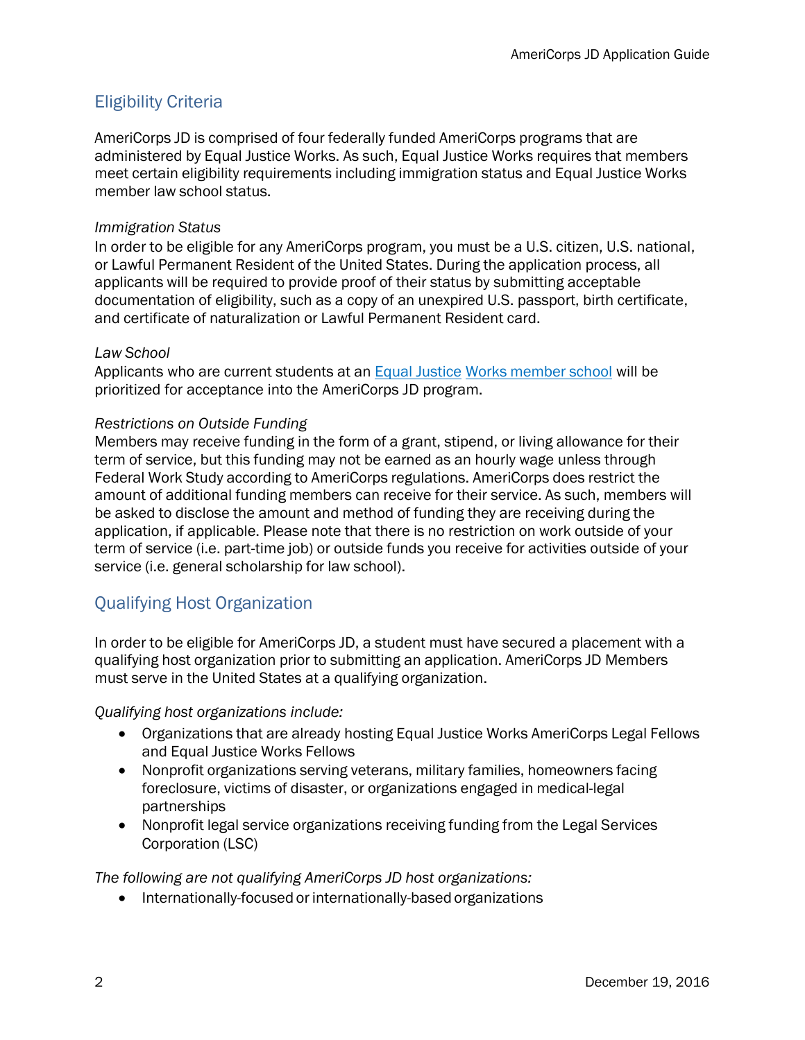## Eligibility Criteria

AmeriCorps JD is comprised of four federally funded AmeriCorps programs that are administered by Equal Justice Works. As such, Equal Justice Works requires that members meet certain eligibility requirements including immigration status and Equal Justice Works member law school status.

*Immigration Status*

In order to be eligible for any AmeriCorps program, you must be a U.S. citizen, U.S. national, or Lawful Permanent Resident of the United States. During the application process, all applicants will be required to provide proof of their status by submitting acceptable documentation of eligibility, such as a copy of an unexpired U.S. passport, birth certificate, and certificate of naturalization or Lawful Permanent Resident card.

*Law School*

Applicants who are current students at an Equal Justice Works member school will be prioritized for acceptance into the AmeriCorps JD program.

*Restrictions on Outside Funding*

Members may receive funding in the form of a grant, stipend, or living allowance for their term of service, but this funding may not be earned as an hourly wage unless through Federal Work Study according to AmeriCorps regulations. AmeriCorps does restrict the amount of additional funding members can receive for their service. As such, members will be asked to disclose the amount and method of funding they are receiving during the application, if applicable. Please note that there is no restriction on work outside of your term of service (i.e. part-time job) or outside funds you receive for activities outside of your service (i.e. general scholarship for law school).

## Qualifying Host Organization

In order to be eligible for AmeriCorps JD, a student must have secured a placement with a qualifying host organization prior to submitting an application. AmeriCorps JD Members must serve in the United States at a qualifying organization.

*Qualifying host organizations include:*

- Organizations that are already hosting Equal Justice Works AmeriCorps Legal Fellows and Equal Justice Works Fellows
- Nonprofit organizations serving veterans, military families, homeowners facing foreclosure, victims of disaster, or organizations engaged in medical-legal partnerships
- Nonprofit legal service organizations receiving funding from the Legal Services Corporation (LSC)

*The following are not qualifying AmeriCorps JD host organizations:*

- Internationally-focused or internationally-based organizations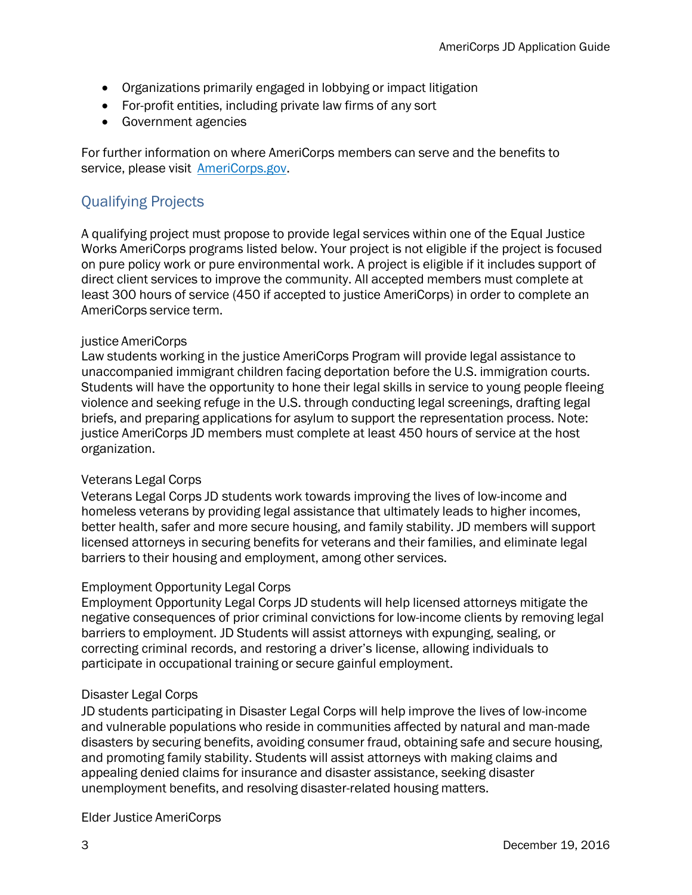- Organizations primarily engaged in lobbying or impact litigation
- For-profit entities, including private law firms of any sort
- Government agencies

For further information on where AmeriCorps members can serve and the benefits to service, please visit [AmeriCorps.gov](AmeriCorps.gov).

## Qualifying Projects

A qualifying project must propose to provide legal services within one of the Equal Justice Works AmeriCorps programs listed below. Your project is not eligible if the project is focused on pure policy work or pure environmental work. A project is eligible if it includes support of direct client services to improve the community. All accepted members must complete at least 300 hours of service (450 if accepted to justice AmeriCorps) in order to complete an AmeriCorps service term.

justice AmeriCorps
Law students working in the justice AmeriCorps Program will provide legal assistance to unaccompanied immigrant children facing deportation before the U.S. immigration courts. Students will have the opportunity to hone their legal skills in service to young people fleeing violence and seeking refuge in the U.S. through conducting legal screenings, drafting legal briefs, and preparing applications for asylum to support the representation process. Note: justice AmeriCorps JD members must complete at least 450 hours of service at the host organization.

Veterans Legal Corps
Veterans Legal Corps JD students work towards improving the lives of low-income and homeless veterans by providing legal assistance that ultimately leads to higher incomes, better health, safer and more secure housing, and family stability. JD members will support licensed attorneys in securing benefits for veterans and their families, and eliminate legal barriers to their housing and employment, among other services.

Employment Opportunity Legal Corps
Employment Opportunity Legal Corps JD students will help licensed attorneys mitigate the negative consequences of prior criminal convictions for low-income clients by removing legal barriers to employment. JD Students will assist attorneys with expunging, sealing, or correcting criminal records, and restoring a driver's license, allowing individuals to participate in occupational training or secure gainful employment.

Disaster Legal Corps
JD students participating in Disaster Legal Corps will help improve the lives of low-income and vulnerable populations who reside in communities affected by natural and man-made disasters by securing benefits, avoiding consumer fraud, obtaining safe and secure housing, and promoting family stability. Students will assist attorneys with making claims and appealing denied claims for insurance and disaster assistance, seeking disaster unemployment benefits, and resolving disaster-related housing matters.

Elder Justice AmeriCorps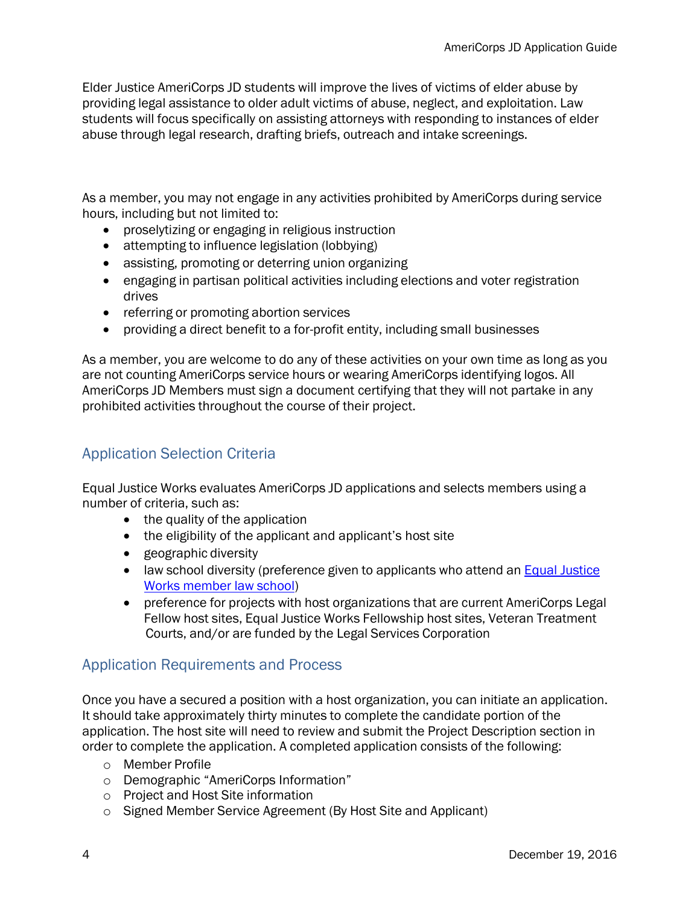Elder Justice AmeriCorps JD students will improve the lives of victims of elder abuse by providing legal assistance to older adult victims of abuse, neglect, and exploitation. Law students will focus specifically on assisting attorneys with responding to instances of elder abuse through legal research, drafting briefs, outreach and intake screenings.

As a member, you may not engage in any activities prohibited by AmeriCorps during service hours, including but not limited to:

- proselytizing or engaging in religious instruction
- attempting to influence legislation (lobbying)
- assisting, promoting or deterring union organizing
- engaging in partisan political activities including elections and voter registration drives
- referring or promoting abortion services
- providing a direct benefit to a for-profit entity, including small businesses

As a member, you are welcome to do any of these activities on your own time as long as you are not counting AmeriCorps service hours or wearing AmeriCorps identifying logos. All AmeriCorps JD Members must sign a document certifying that they will not partake in any prohibited activities throughout the course of their project.

## Application Selection Criteria

Equal Justice Works evaluates AmeriCorps JD applications and selects members using a number of criteria, such as:

- the quality of the application
- the eligibility of the applicant and applicant's host site
- geographic diversity
- law school diversity (preference given to applicants who attend an [Equal Justice Works member law school]())
- preference for projects with host organizations that are current AmeriCorps Legal Fellow host sites, Equal Justice Works Fellowship host sites, Veteran Treatment Courts, and/or are funded by the Legal Services Corporation

## Application Requirements and Process

Once you have a secured a position with a host organization, you can initiate an application. It should take approximately thirty minutes to complete the candidate portion of the application. The host site will need to review and submit the Project Description section in order to complete the application. A completed application consists of the following:

- Member Profile
- Demographic "AmeriCorps Information"
- Project and Host Site information
- Signed Member Service Agreement (By Host Site and Applicant)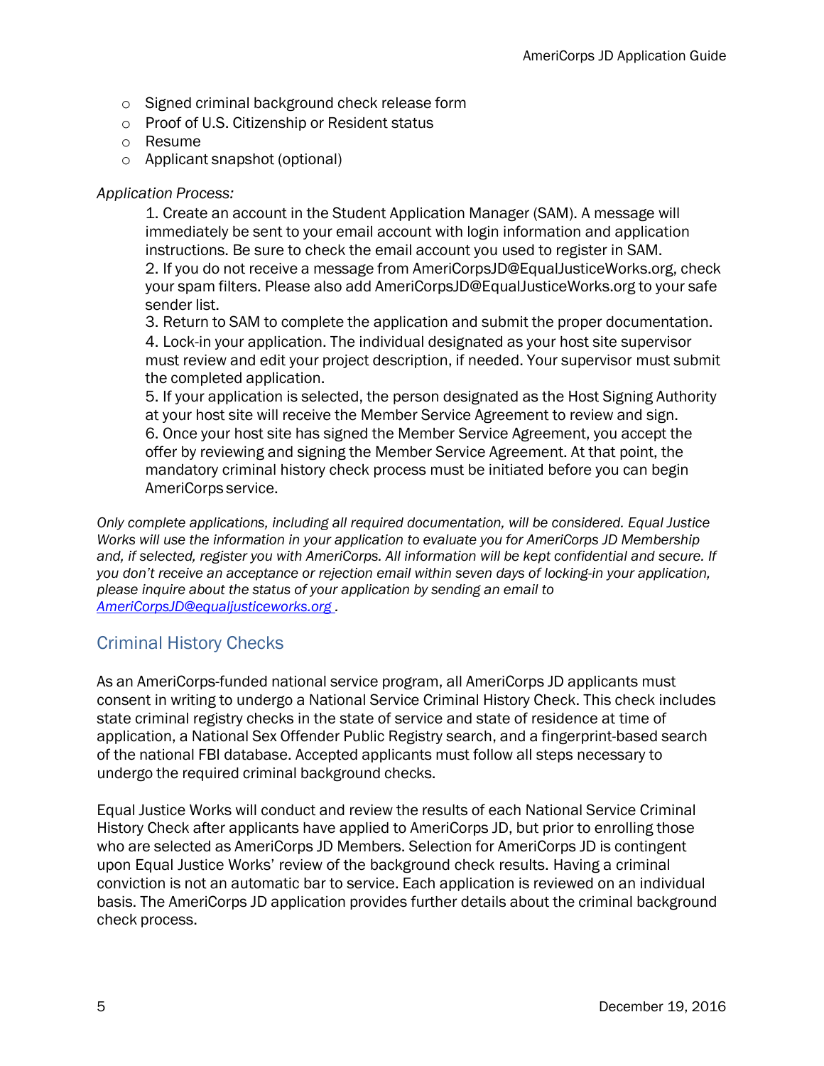- Signed criminal background check release form
- Proof of U.S. Citizenship or Resident status
- Resume
- Applicant snapshot (optional)

*Application Process:*

1. Create an account in the Student Application Manager (SAM). A message will immediately be sent to your email account with login information and application instructions. Be sure to check the email account you used to register in SAM.
2. If you do not receive a message from AmeriCorpsJD@EqualJusticeWorks.org, check your spam filters. Please also add AmeriCorpsJD@EqualJusticeWorks.org to your safe sender list.
3. Return to SAM to complete the application and submit the proper documentation.
4. Lock-in your application. The individual designated as your host site supervisor must review and edit your project description, if needed. Your supervisor must submit the completed application.
5. If your application is selected, the person designated as the Host Signing Authority at your host site will receive the Member Service Agreement to review and sign.
6. Once your host site has signed the Member Service Agreement, you accept the offer by reviewing and signing the Member Service Agreement. At that point, the mandatory criminal history check process must be initiated before you can begin AmeriCorps service.

*Only complete applications, including all required documentation, will be considered. Equal Justice Works will use the information in your application to evaluate you for AmeriCorps JD Membership and, if selected, register you with AmeriCorps. All information will be kept confidential and secure. If you don't receive an acceptance or rejection email within seven days of locking-in your application, please inquire about the status of your application by sending an email to [AmeriCorpsJD@equaljusticeworks.org](mailto:AmeriCorpsJD@equaljusticeworks.org).*

## Criminal History Checks

As an AmeriCorps-funded national service program, all AmeriCorps JD applicants must consent in writing to undergo a National Service Criminal History Check. This check includes state criminal registry checks in the state of service and state of residence at time of application, a National Sex Offender Public Registry search, and a fingerprint-based search of the national FBI database. Accepted applicants must follow all steps necessary to undergo the required criminal background checks.

Equal Justice Works will conduct and review the results of each National Service Criminal History Check after applicants have applied to AmeriCorps JD, but prior to enrolling those who are selected as AmeriCorps JD Members. Selection for AmeriCorps JD is contingent upon Equal Justice Works' review of the background check results. Having a criminal conviction is not an automatic bar to service. Each application is reviewed on an individual basis. The AmeriCorps JD application provides further details about the criminal background check process.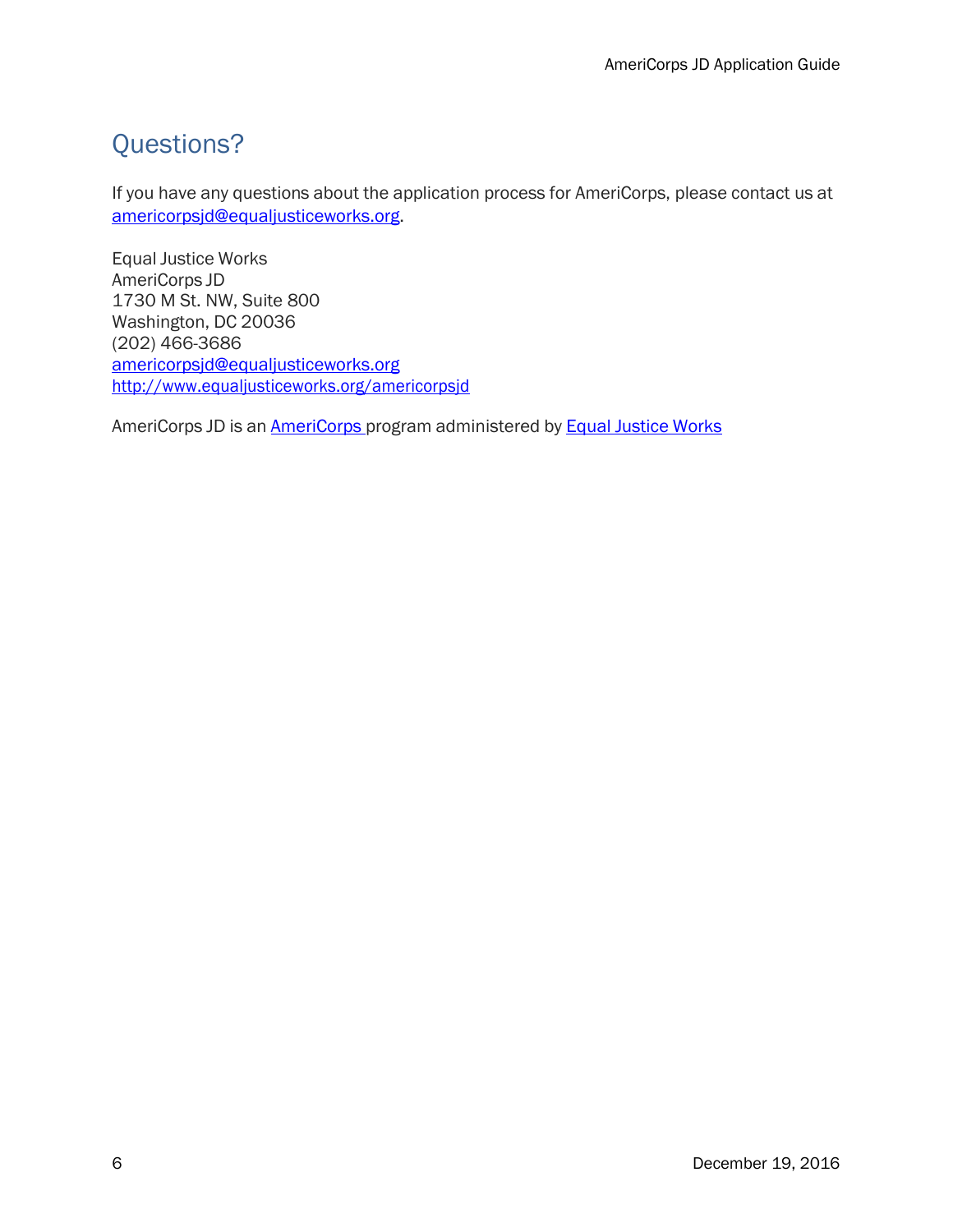## Questions?

If you have any questions about the application process for AmeriCorps, please contact us at americorpsjd@equaljusticeworks.org.

Equal Justice Works
AmeriCorps JD
1730 M St. NW, Suite 800
Washington, DC 20036
(202) 466-3686
americorpsjd@equaljusticeworks.org
http://www.equaljusticeworks.org/americorpsjd

AmeriCorps JD is an AmeriCorps program administered by Equal Justice Works